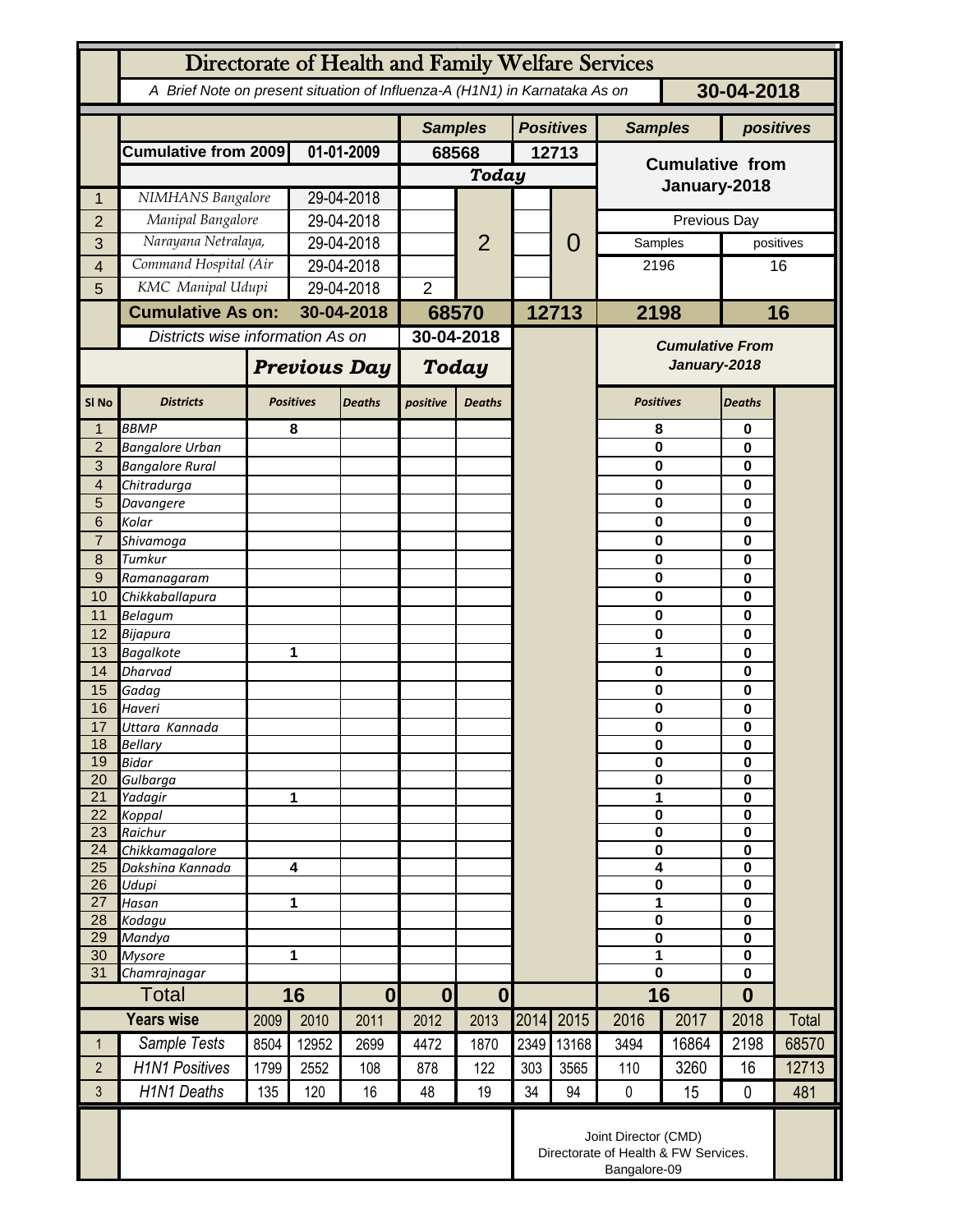# Directorate of Health and Family Welfare Services

*A Brief Note on present situation of Influenza-A (H1N1) in Karnataka As on* **30-04-2018**

| | | | Samples | | Positives | | Samples | positives |
|---|---|---|---|---|---|---|---|---|
| | **Cumulative from 2009** | **01-01-2009** | **68568** | | **12713** | | **Cumulative from January-2018** | |
| | | | ***Today*** | | | | | |
| 1 | NIMHANS Bangalore | 29-04-2018 | | | | | | |
| 2 | Manipal Bangalore | 29-04-2018 | | | | | Previous Day | |
| 3 | Narayana Netralaya, | 29-04-2018 | | 2 | | 0 | Samples | positives |
| 4 | Command Hospital (Air | 29-04-2018 | | | | | 2196 | 16 |
| 5 | KMC Manipal Udupi | 29-04-2018 | 2 | | | | | |
| | **Cumulative As on:** | **30-04-2018** | **68570** | | **12713** | | **2198** | **16** |

*Districts wise information As on* **30-04-2018**

| Sl No | Districts | Previous Day Positives | Previous Day Deaths | Today positive | Today Deaths | Cumulative From January-2018 Positives | Cumulative From January-2018 Deaths |
|---|---|---|---|---|---|---|---|
| 1 | BBMP | 8 | | | | 8 | 0 |
| 2 | Bangalore Urban | | | | | 0 | 0 |
| 3 | Bangalore Rural | | | | | 0 | 0 |
| 4 | Chitradurga | | | | | 0 | 0 |
| 5 | Davangere | | | | | 0 | 0 |
| 6 | Kolar | | | | | 0 | 0 |
| 7 | Shivamoga | | | | | 0 | 0 |
| 8 | Tumkur | | | | | 0 | 0 |
| 9 | Ramanagaram | | | | | 0 | 0 |
| 10 | Chikkaballapura | | | | | 0 | 0 |
| 11 | Belagum | | | | | 0 | 0 |
| 12 | Bijapura | | | | | 0 | 0 |
| 13 | Bagalkote | 1 | | | | 1 | 0 |
| 14 | Dharvad | | | | | 0 | 0 |
| 15 | Gadag | | | | | 0 | 0 |
| 16 | Haveri | | | | | 0 | 0 |
| 17 | Uttara Kannada | | | | | 0 | 0 |
| 18 | Bellary | | | | | 0 | 0 |
| 19 | Bidar | | | | | 0 | 0 |
| 20 | Gulbarga | | | | | 0 | 0 |
| 21 | Yadagir | 1 | | | | 1 | 0 |
| 22 | Koppal | | | | | 0 | 0 |
| 23 | Raichur | | | | | 0 | 0 |
| 24 | Chikkamagalore | | | | | 0 | 0 |
| 25 | Dakshina Kannada | 4 | | | | 4 | 0 |
| 26 | Udupi | | | | | 0 | 0 |
| 27 | Hasan | 1 | | | | 1 | 0 |
| 28 | Kodagu | | | | | 0 | 0 |
| 29 | Mandya | | | | | 0 | 0 |
| 30 | Mysore | 1 | | | | 1 | 0 |
| 31 | Chamrajnagar | | | | | 0 | 0 |
| | **Total** | **16** | **0** | **0** | **0** | **16** | **0** |

| | Years wise | 2009 | 2010 | 2011 | 2012 | 2013 | 2014 | 2015 | 2016 | 2017 | 2018 | Total |
|---|---|---|---|---|---|---|---|---|---|---|---|---|
| 1 | Sample Tests | 8504 | 12952 | 2699 | 4472 | 1870 | 2349 | 13168 | 3494 | 16864 | 2198 | 68570 |
| 2 | H1N1 Positives | 1799 | 2552 | 108 | 878 | 122 | 303 | 3565 | 110 | 3260 | 16 | 12713 |
| 3 | H1N1 Deaths | 135 | 120 | 16 | 48 | 19 | 34 | 94 | 0 | 15 | 0 | 481 |

Joint Director (CMD)
Directorate of Health & FW Services.
Bangalore-09